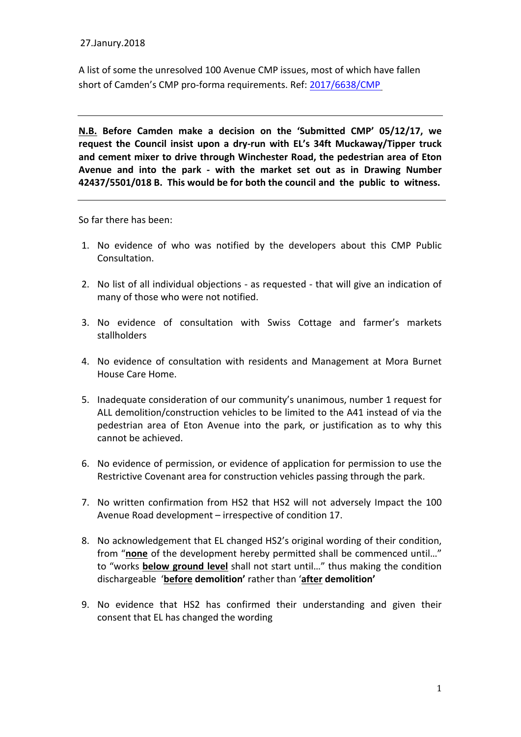27.Janury.2018

A list of some the unresolved 100 Avenue CMP issues, most of which have fallen short of Camden's CMP pro-forma requirements. Ref: [2017/6638/CMP](2017/6638/CMP)

---

**N.B. Before Camden make a decision on the 'Submitted CMP' 05/12/17, we request the Council insist upon a dry-run with EL's 34ft Muckaway/Tipper truck and cement mixer to drive through Winchester Road, the pedestrian area of Eton Avenue and into the park - with the market set out as in Drawing Number 42437/5501/018 B. This would be for both the council and the public to witness.**

---

So far there has been:

1. No evidence of who was notified by the developers about this CMP Public Consultation.

2. No list of all individual objections - as requested - that will give an indication of many of those who were not notified.

3. No evidence of consultation with Swiss Cottage and farmer's markets stallholders

4. No evidence of consultation with residents and Management at Mora Burnet House Care Home.

5. Inadequate consideration of our community's unanimous, number 1 request for ALL demolition/construction vehicles to be limited to the A41 instead of via the pedestrian area of Eton Avenue into the park, or justification as to why this cannot be achieved.

6. No evidence of permission, or evidence of application for permission to use the Restrictive Covenant area for construction vehicles passing through the park.

7. No written confirmation from HS2 that HS2 will not adversely Impact the 100 Avenue Road development – irrespective of condition 17.

8. No acknowledgement that EL changed HS2's original wording of their condition, from "**none** of the development hereby permitted shall be commenced until…" to "works **below ground level** shall not start until…" thus making the condition dischargeable '**before demolition'** rather than '**after demolition'**

9. No evidence that HS2 has confirmed their understanding and given their consent that EL has changed the wording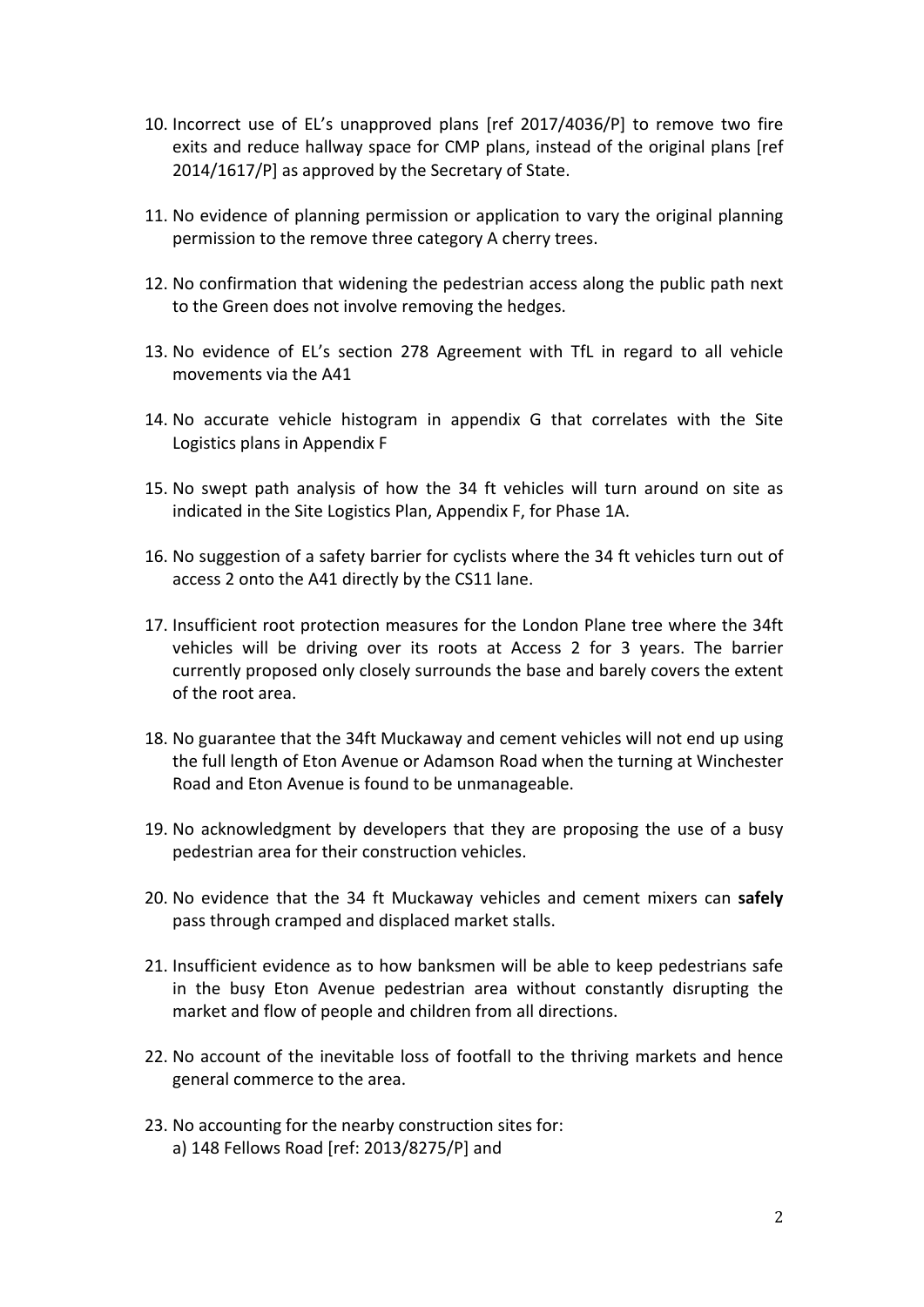10. Incorrect use of EL's unapproved plans [ref 2017/4036/P] to remove two fire exits and reduce hallway space for CMP plans, instead of the original plans [ref 2014/1617/P] as approved by the Secretary of State.

11. No evidence of planning permission or application to vary the original planning permission to the remove three category A cherry trees.

12. No confirmation that widening the pedestrian access along the public path next to the Green does not involve removing the hedges.

13. No evidence of EL's section 278 Agreement with TfL in regard to all vehicle movements via the A41

14. No accurate vehicle histogram in appendix G that correlates with the Site Logistics plans in Appendix F

15. No swept path analysis of how the 34 ft vehicles will turn around on site as indicated in the Site Logistics Plan, Appendix F, for Phase 1A.

16. No suggestion of a safety barrier for cyclists where the 34 ft vehicles turn out of access 2 onto the A41 directly by the CS11 lane.

17. Insufficient root protection measures for the London Plane tree where the 34ft vehicles will be driving over its roots at Access 2 for 3 years. The barrier currently proposed only closely surrounds the base and barely covers the extent of the root area.

18. No guarantee that the 34ft Muckaway and cement vehicles will not end up using the full length of Eton Avenue or Adamson Road when the turning at Winchester Road and Eton Avenue is found to be unmanageable.

19. No acknowledgment by developers that they are proposing the use of a busy pedestrian area for their construction vehicles.

20. No evidence that the 34 ft Muckaway vehicles and cement mixers can **safely** pass through cramped and displaced market stalls.

21. Insufficient evidence as to how banksmen will be able to keep pedestrians safe in the busy Eton Avenue pedestrian area without constantly disrupting the market and flow of people and children from all directions.

22. No account of the inevitable loss of footfall to the thriving markets and hence general commerce to the area.

23. No accounting for the nearby construction sites for:
    a) 148 Fellows Road [ref: 2013/8275/P] and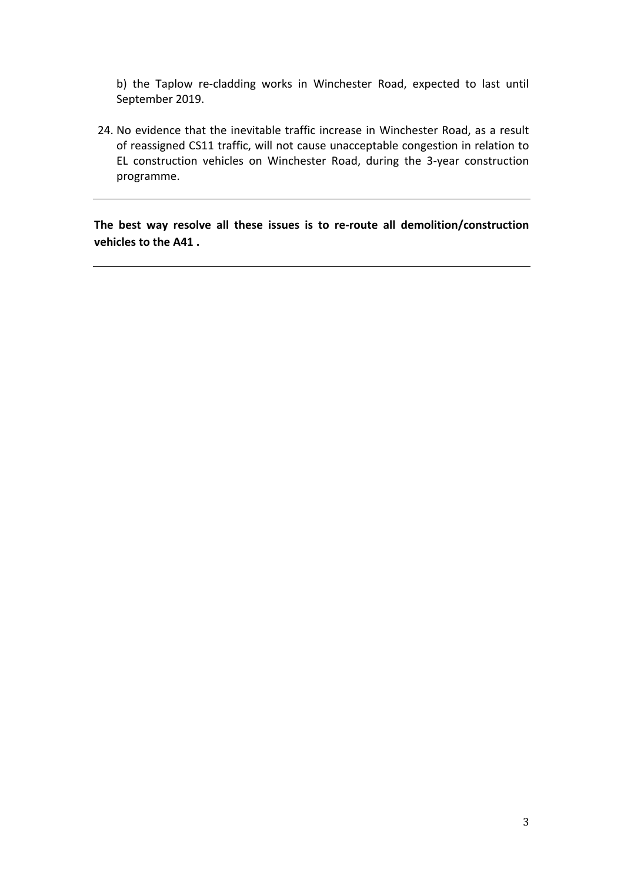b) the Taplow re-cladding works in Winchester Road, expected to last until September 2019.

24. No evidence that the inevitable traffic increase in Winchester Road, as a result of reassigned CS11 traffic, will not cause unacceptable congestion in relation to EL construction vehicles on Winchester Road, during the 3-year construction programme.

---

**The best way resolve all these issues is to re-route all demolition/construction vehicles to the A41 .**

---